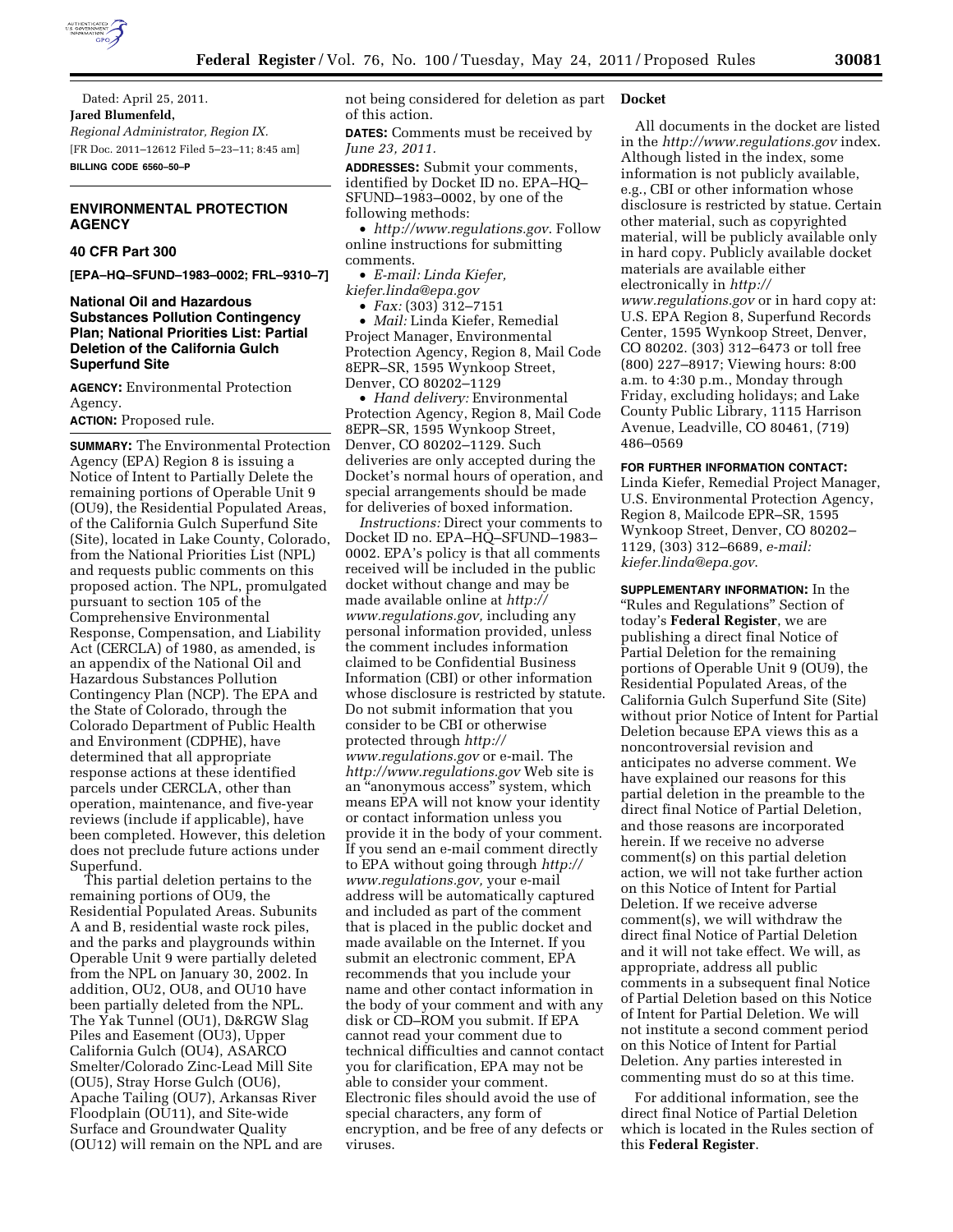Dated: April 25, 2011.

**Jared Blumenfeld,**

*Regional Administrator, Region IX.*

[FR Doc. 2011–12612 Filed 5–23–11; 8:45 am]

**BILLING CODE 6560–50–P**

## ENVIRONMENTAL PROTECTION AGENCY

### 40 CFR Part 300

**[EPA–HQ–SFUND–1983–0002; FRL–9310–7]**

### National Oil and Hazardous Substances Pollution Contingency Plan; National Priorities List: Partial Deletion of the California Gulch Superfund Site

**AGENCY:** Environmental Protection Agency.

**ACTION:** Proposed rule.

**SUMMARY:** The Environmental Protection Agency (EPA) Region 8 is issuing a Notice of Intent to Partially Delete the remaining portions of Operable Unit 9 (OU9), the Residential Populated Areas, of the California Gulch Superfund Site (Site), located in Lake County, Colorado, from the National Priorities List (NPL) and requests public comments on this proposed action. The NPL, promulgated pursuant to section 105 of the Comprehensive Environmental Response, Compensation, and Liability Act (CERCLA) of 1980, as amended, is an appendix of the National Oil and Hazardous Substances Pollution Contingency Plan (NCP). The EPA and the State of Colorado, through the Colorado Department of Public Health and Environment (CDPHE), have determined that all appropriate response actions at these identified parcels under CERCLA, other than operation, maintenance, and five-year reviews (include if applicable), have been completed. However, this deletion does not preclude future actions under Superfund.

This partial deletion pertains to the remaining portions of OU9, the Residential Populated Areas. Subunits A and B, residential waste rock piles, and the parks and playgrounds within Operable Unit 9 were partially deleted from the NPL on January 30, 2002. In addition, OU2, OU8, and OU10 have been partially deleted from the NPL. The Yak Tunnel (OU1), D&RGW Slag Piles and Easement (OU3), Upper California Gulch (OU4), ASARCO Smelter/Colorado Zinc-Lead Mill Site (OU5), Stray Horse Gulch (OU6), Apache Tailing (OU7), Arkansas River Floodplain (OU11), and Site-wide Surface and Groundwater Quality (OU12) will remain on the NPL and are not being considered for deletion as part of this action.

**DATES:** Comments must be received by *June 23, 2011*.

**ADDRESSES:** Submit your comments, identified by Docket ID no. EPA–HQ–SFUND–1983–0002, by one of the following methods:

- *http://www.regulations.gov*. Follow online instructions for submitting comments.
- *E-mail: Linda Kiefer, kiefer.linda@epa.gov*
- *Fax:* (303) 312–7151
- *Mail:* Linda Kiefer, Remedial Project Manager, Environmental Protection Agency, Region 8, Mail Code 8EPR–SR, 1595 Wynkoop Street, Denver, CO 80202–1129
- *Hand delivery:* Environmental Protection Agency, Region 8, Mail Code 8EPR–SR, 1595 Wynkoop Street, Denver, CO 80202–1129. Such deliveries are only accepted during the Docket's normal hours of operation, and special arrangements should be made for deliveries of boxed information.

*Instructions:* Direct your comments to Docket ID no. EPA–HQ–SFUND–1983–0002. EPA's policy is that all comments received will be included in the public docket without change and may be made available online at *http://www.regulations.gov,* including any personal information provided, unless the comment includes information claimed to be Confidential Business Information (CBI) or other information whose disclosure is restricted by statute. Do not submit information that you consider to be CBI or otherwise protected through *http://www.regulations.gov* or e-mail. The *http://www.regulations.gov* Web site is an "anonymous access" system, which means EPA will not know your identity or contact information unless you provide it in the body of your comment. If you send an e-mail comment directly to EPA without going through *http://www.regulations.gov,* your e-mail address will be automatically captured and included as part of the comment that is placed in the public docket and made available on the Internet. If you submit an electronic comment, EPA recommends that you include your name and other contact information in the body of your comment and with any disk or CD–ROM you submit. If EPA cannot read your comment due to technical difficulties and cannot contact you for clarification, EPA may not be able to consider your comment. Electronic files should avoid the use of special characters, any form of encryption, and be free of any defects or viruses.

**Docket**

All documents in the docket are listed in the *http://www.regulations.gov* index. Although listed in the index, some information is not publicly available, e.g., CBI or other information whose disclosure is restricted by statue. Certain other material, such as copyrighted material, will be publicly available only in hard copy. Publicly available docket materials are available either electronically in *http://www.regulations.gov* or in hard copy at: U.S. EPA Region 8, Superfund Records Center, 1595 Wynkoop Street, Denver, CO 80202. (303) 312–6473 or toll free (800) 227–8917; Viewing hours: 8:00 a.m. to 4:30 p.m., Monday through Friday, excluding holidays; and Lake County Public Library, 1115 Harrison Avenue, Leadville, CO 80461, (719) 486–0569

**FOR FURTHER INFORMATION CONTACT:** Linda Kiefer, Remedial Project Manager, U.S. Environmental Protection Agency, Region 8, Mailcode EPR–SR, 1595 Wynkoop Street, Denver, CO 80202–1129, (303) 312–6689, *e-mail: kiefer.linda@epa.gov*.

**SUPPLEMENTARY INFORMATION:** In the "Rules and Regulations" Section of today's **Federal Register**, we are publishing a direct final Notice of Partial Deletion for the remaining portions of Operable Unit 9 (OU9), the Residential Populated Areas, of the California Gulch Superfund Site (Site) without prior Notice of Intent for Partial Deletion because EPA views this as a noncontroversial revision and anticipates no adverse comment. We have explained our reasons for this partial deletion in the preamble to the direct final Notice of Partial Deletion, and those reasons are incorporated herein. If we receive no adverse comment(s) on this partial deletion action, we will not take further action on this Notice of Intent for Partial Deletion. If we receive adverse comment(s), we will withdraw the direct final Notice of Partial Deletion and it will not take effect. We will, as appropriate, address all public comments in a subsequent final Notice of Partial Deletion based on this Notice of Intent for Partial Deletion. We will not institute a second comment period on this Notice of Intent for Partial Deletion. Any parties interested in commenting must do so at this time.

For additional information, see the direct final Notice of Partial Deletion which is located in the Rules section of this **Federal Register**.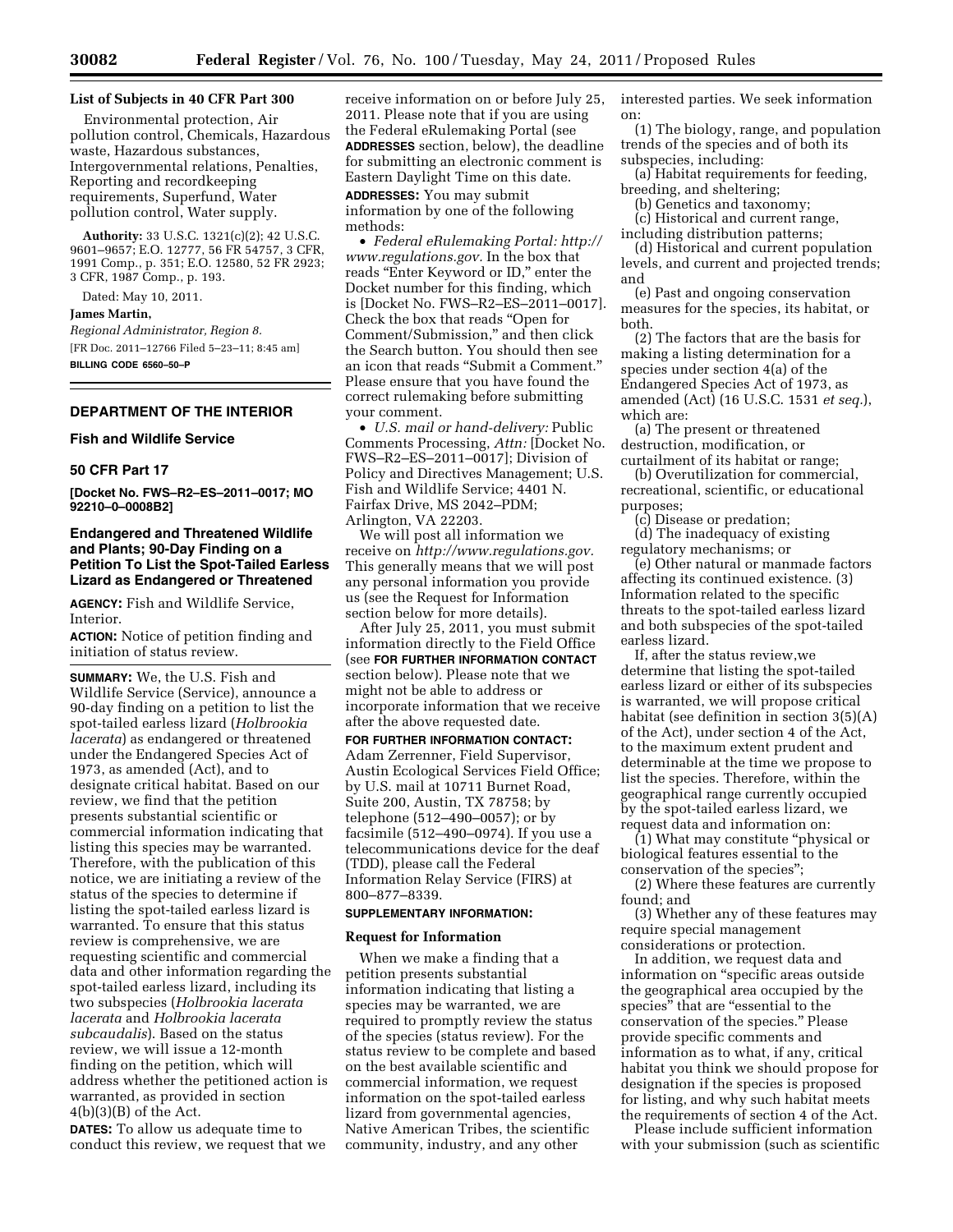### List of Subjects in 40 CFR Part 300

Environmental protection, Air pollution control, Chemicals, Hazardous waste, Hazardous substances, Intergovernmental relations, Penalties, Reporting and recordkeeping requirements, Superfund, Water pollution control, Water supply.

**Authority:** 33 U.S.C. 1321(c)(2); 42 U.S.C. 9601–9657; E.O. 12777, 56 FR 54757, 3 CFR, 1991 Comp., p. 351; E.O. 12580, 52 FR 2923; 3 CFR, 1987 Comp., p. 193.

Dated: May 10, 2011.

**James Martin,**

*Regional Administrator, Region 8.*

[FR Doc. 2011–12766 Filed 5–23–11; 8:45 am]

**BILLING CODE 6560–50–P**

---

## DEPARTMENT OF THE INTERIOR

### Fish and Wildlife Service

### 50 CFR Part 17

**[Docket No. FWS–R2–ES–2011–0017; MO 92210–0–0008B2]**

### Endangered and Threatened Wildlife and Plants; 90-Day Finding on a Petition To List the Spot-Tailed Earless Lizard as Endangered or Threatened

**AGENCY:** Fish and Wildlife Service, Interior.

**ACTION:** Notice of petition finding and initiation of status review.

**SUMMARY:** We, the U.S. Fish and Wildlife Service (Service), announce a 90-day finding on a petition to list the spot-tailed earless lizard (*Holbrookia lacerata*) as endangered or threatened under the Endangered Species Act of 1973, as amended (Act), and to designate critical habitat. Based on our review, we find that the petition presents substantial scientific or commercial information indicating that listing this species may be warranted. Therefore, with the publication of this notice, we are initiating a review of the status of the species to determine if listing the spot-tailed earless lizard is warranted. To ensure that this status review is comprehensive, we are requesting scientific and commercial data and other information regarding the spot-tailed earless lizard, including its two subspecies (*Holbrookia lacerata lacerata* and *Holbrookia lacerata subcaudalis*). Based on the status review, we will issue a 12-month finding on the petition, which will address whether the petitioned action is warranted, as provided in section 4(b)(3)(B) of the Act.

**DATES:** To allow us adequate time to conduct this review, we request that we receive information on or before July 25, 2011. Please note that if you are using the Federal eRulemaking Portal (see **ADDRESSES** section, below), the deadline for submitting an electronic comment is Eastern Daylight Time on this date.

**ADDRESSES:** You may submit information by one of the following methods:

- *Federal eRulemaking Portal: http://www.regulations.gov.* In the box that reads "Enter Keyword or ID," enter the Docket number for this finding, which is [Docket No. FWS–R2–ES–2011–0017]. Check the box that reads "Open for Comment/Submission," and then click the Search button. You should then see an icon that reads "Submit a Comment." Please ensure that you have found the correct rulemaking before submitting your comment.
- *U.S. mail or hand-delivery:* Public Comments Processing, *Attn:* [Docket No. FWS–R2–ES–2011–0017]; Division of Policy and Directives Management; U.S. Fish and Wildlife Service; 4401 N. Fairfax Drive, MS 2042–PDM; Arlington, VA 22203.

We will post all information we receive on *http://www.regulations.gov.* This generally means that we will post any personal information you provide us (see the Request for Information section below for more details).

After July 25, 2011, you must submit information directly to the Field Office (see **FOR FURTHER INFORMATION CONTACT** section below). Please note that we might not be able to address or incorporate information that we receive after the above requested date.

**FOR FURTHER INFORMATION CONTACT:** Adam Zerrenner, Field Supervisor, Austin Ecological Services Field Office; by U.S. mail at 10711 Burnet Road, Suite 200, Austin, TX 78758; by telephone (512–490–0057); or by facsimile (512–490–0974). If you use a telecommunications device for the deaf (TDD), please call the Federal Information Relay Service (FIRS) at 800–877–8339.

**SUPPLEMENTARY INFORMATION:**

### Request for Information

When we make a finding that a petition presents substantial information indicating that listing a species may be warranted, we are required to promptly review the status of the species (status review). For the status review to be complete and based on the best available scientific and commercial information, we request information on the spot-tailed earless lizard from governmental agencies, Native American Tribes, the scientific community, industry, and any other interested parties. We seek information on:

(1) The biology, range, and population trends of the species and of both its subspecies, including:

(a) Habitat requirements for feeding, breeding, and sheltering;

(b) Genetics and taxonomy;

(c) Historical and current range, including distribution patterns;

(d) Historical and current population levels, and current and projected trends; and

(e) Past and ongoing conservation measures for the species, its habitat, or both.

(2) The factors that are the basis for making a listing determination for a species under section 4(a) of the Endangered Species Act of 1973, as amended (Act) (16 U.S.C. 1531 *et seq.*), which are:

(a) The present or threatened destruction, modification, or curtailment of its habitat or range;

(b) Overutilization for commercial, recreational, scientific, or educational purposes;

(c) Disease or predation;

(d) The inadequacy of existing regulatory mechanisms; or

(e) Other natural or manmade factors affecting its continued existence. (3) Information related to the specific threats to the spot-tailed earless lizard and both subspecies of the spot-tailed earless lizard.

If, after the status review,we determine that listing the spot-tailed earless lizard or either of its subspecies is warranted, we will propose critical habitat (see definition in section 3(5)(A) of the Act), under section 4 of the Act, to the maximum extent prudent and determinable at the time we propose to list the species. Therefore, within the geographical range currently occupied by the spot-tailed earless lizard, we request data and information on:

(1) What may constitute "physical or biological features essential to the conservation of the species";

(2) Where these features are currently found; and

(3) Whether any of these features may require special management considerations or protection.

In addition, we request data and information on "specific areas outside the geographical area occupied by the species" that are "essential to the conservation of the species." Please provide specific comments and information as to what, if any, critical habitat you think we should propose for designation if the species is proposed for listing, and why such habitat meets the requirements of section 4 of the Act.

Please include sufficient information with your submission (such as scientific